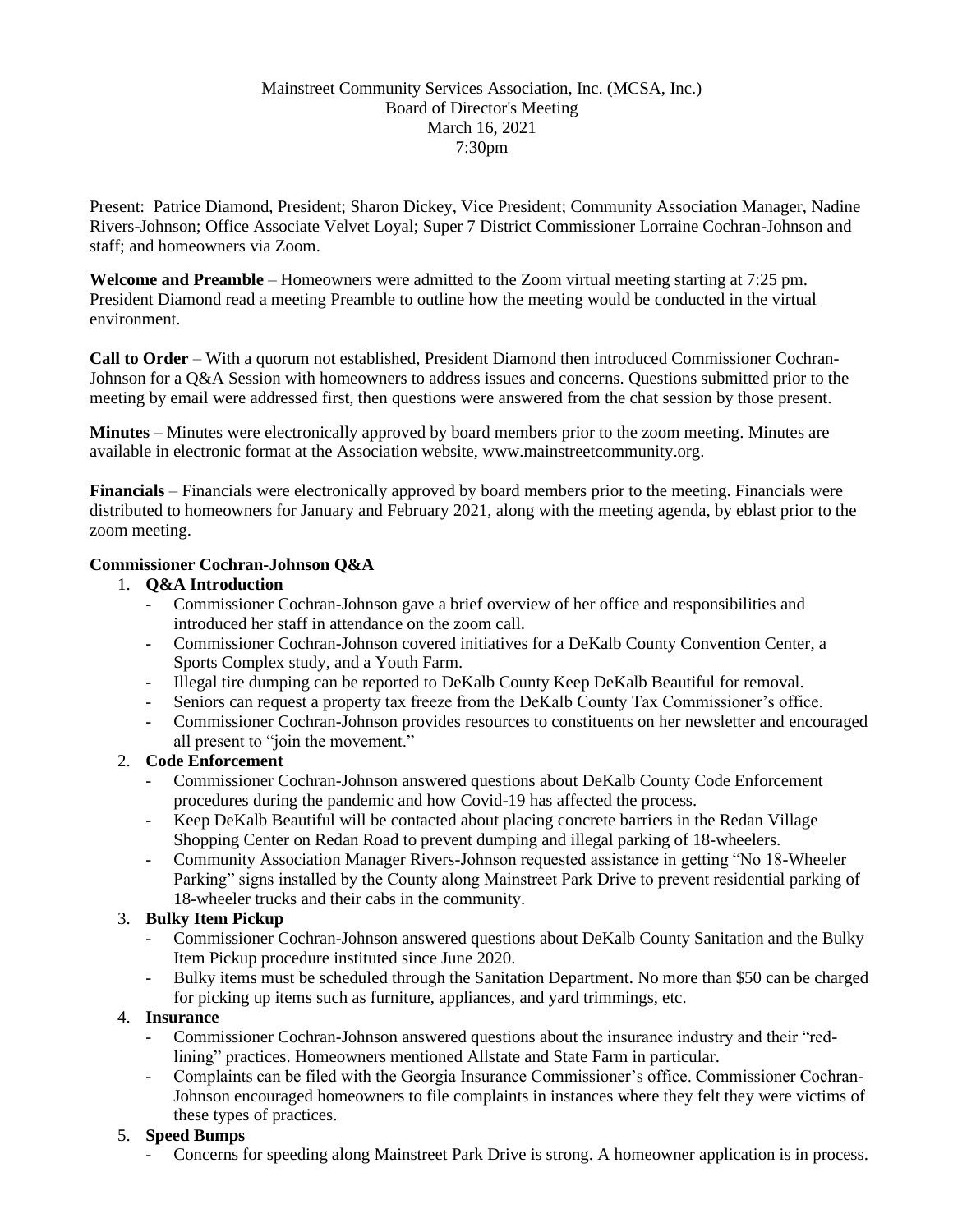Mainstreet Community Services Association, Inc. (MCSA, Inc.)
Board of Director's Meeting
March 16, 2021
7:30pm

Present: Patrice Diamond, President; Sharon Dickey, Vice President; Community Association Manager, Nadine Rivers-Johnson; Office Associate Velvet Loyal; Super 7 District Commissioner Lorraine Cochran-Johnson and staff; and homeowners via Zoom.

**Welcome and Preamble** – Homeowners were admitted to the Zoom virtual meeting starting at 7:25 pm. President Diamond read a meeting Preamble to outline how the meeting would be conducted in the virtual environment.

**Call to Order** – With a quorum not established, President Diamond then introduced Commissioner Cochran-Johnson for a Q&A Session with homeowners to address issues and concerns. Questions submitted prior to the meeting by email were addressed first, then questions were answered from the chat session by those present.

**Minutes** – Minutes were electronically approved by board members prior to the zoom meeting. Minutes are available in electronic format at the Association website, www.mainstreetcommunity.org.

**Financials** – Financials were electronically approved by board members prior to the meeting. Financials were distributed to homeowners for January and February 2021, along with the meeting agenda, by eblast prior to the zoom meeting.

**Commissioner Cochran-Johnson Q&A**

1. **Q&A Introduction**
   - Commissioner Cochran-Johnson gave a brief overview of her office and responsibilities and introduced her staff in attendance on the zoom call.
   - Commissioner Cochran-Johnson covered initiatives for a DeKalb County Convention Center, a Sports Complex study, and a Youth Farm.
   - Illegal tire dumping can be reported to DeKalb County Keep DeKalb Beautiful for removal.
   - Seniors can request a property tax freeze from the DeKalb County Tax Commissioner's office.
   - Commissioner Cochran-Johnson provides resources to constituents on her newsletter and encouraged all present to "join the movement."
2. **Code Enforcement**
   - Commissioner Cochran-Johnson answered questions about DeKalb County Code Enforcement procedures during the pandemic and how Covid-19 has affected the process.
   - Keep DeKalb Beautiful will be contacted about placing concrete barriers in the Redan Village Shopping Center on Redan Road to prevent dumping and illegal parking of 18-wheelers.
   - Community Association Manager Rivers-Johnson requested assistance in getting "No 18-Wheeler Parking" signs installed by the County along Mainstreet Park Drive to prevent residential parking of 18-wheeler trucks and their cabs in the community.
3. **Bulky Item Pickup**
   - Commissioner Cochran-Johnson answered questions about DeKalb County Sanitation and the Bulky Item Pickup procedure instituted since June 2020.
   - Bulky items must be scheduled through the Sanitation Department. No more than $50 can be charged for picking up items such as furniture, appliances, and yard trimmings, etc.
4. **Insurance**
   - Commissioner Cochran-Johnson answered questions about the insurance industry and their "red-lining" practices. Homeowners mentioned Allstate and State Farm in particular.
   - Complaints can be filed with the Georgia Insurance Commissioner's office. Commissioner Cochran-Johnson encouraged homeowners to file complaints in instances where they felt they were victims of these types of practices.
5. **Speed Bumps**
   - Concerns for speeding along Mainstreet Park Drive is strong. A homeowner application is in process.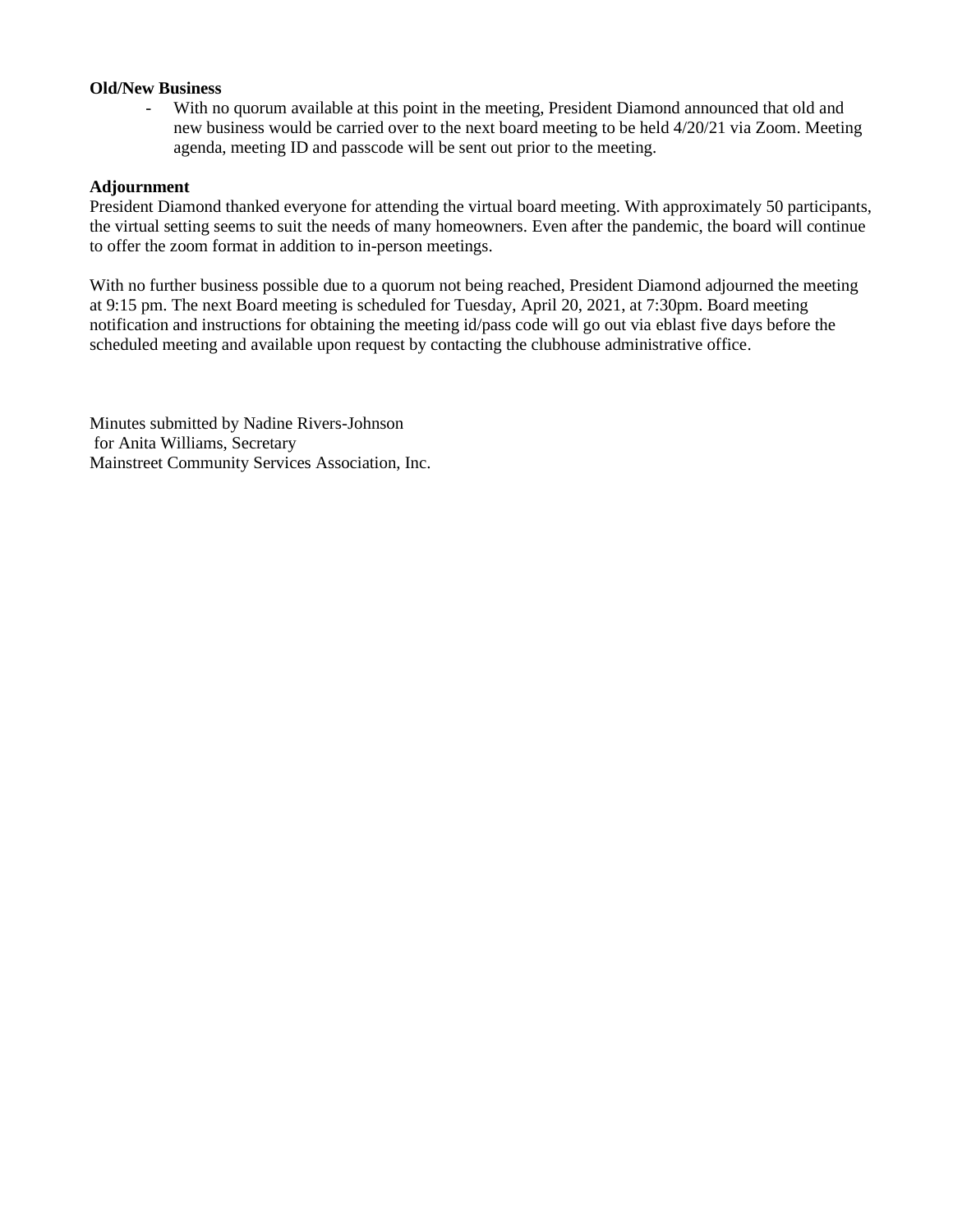**Old/New Business**

- With no quorum available at this point in the meeting, President Diamond announced that old and new business would be carried over to the next board meeting to be held 4/20/21 via Zoom. Meeting agenda, meeting ID and passcode will be sent out prior to the meeting.

**Adjournment**

President Diamond thanked everyone for attending the virtual board meeting. With approximately 50 participants, the virtual setting seems to suit the needs of many homeowners. Even after the pandemic, the board will continue to offer the zoom format in addition to in-person meetings.

With no further business possible due to a quorum not being reached, President Diamond adjourned the meeting at 9:15 pm. The next Board meeting is scheduled for Tuesday, April 20, 2021, at 7:30pm. Board meeting notification and instructions for obtaining the meeting id/pass code will go out via eblast five days before the scheduled meeting and available upon request by contacting the clubhouse administrative office.

Minutes submitted by Nadine Rivers-Johnson
for Anita Williams, Secretary
Mainstreet Community Services Association, Inc.